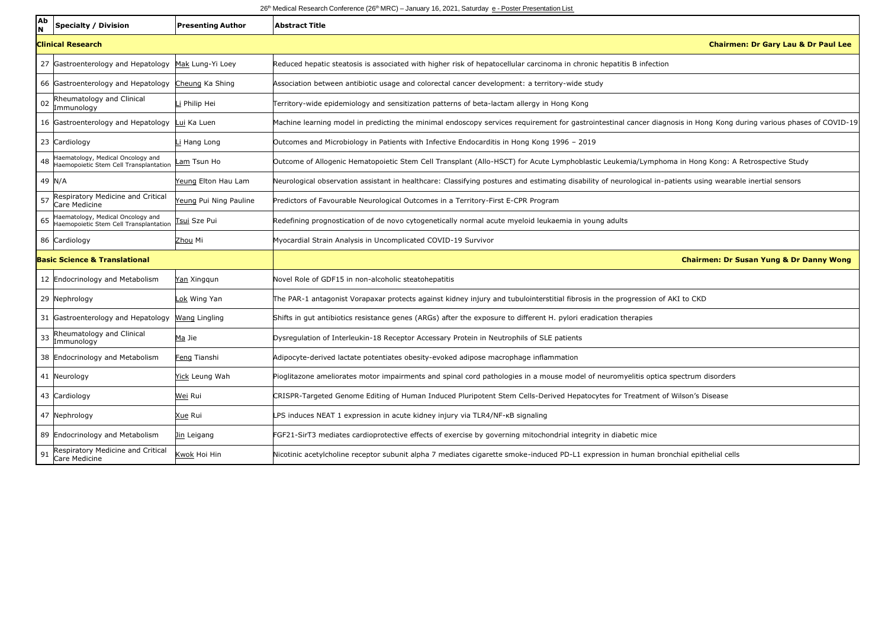26th Medical Research Conference (26th MRC) – January 16, 2021, Saturday e - Poster Presentation List

| AbN | Specialty / Division | Presenting Author | Abstract Title |
|---|---|---|---|
| **Clinical Research** | | | **Chairmen: Dr Gary Lau & Dr Paul Lee** |
| 27 | Gastroenterology and Hepatology | Mak Lung-Yi Loey | Reduced hepatic steatosis is associated with higher risk of hepatocellular carcinoma in chronic hepatitis B infection |
| 66 | Gastroenterology and Hepatology | Cheung Ka Shing | Association between antibiotic usage and colorectal cancer development: a territory-wide study |
| 02 | Rheumatology and Clinical Immunology | Li Philip Hei | Territory-wide epidemiology and sensitization patterns of beta-lactam allergy in Hong Kong |
| 16 | Gastroenterology and Hepatology | Lui Ka Luen | Machine learning model in predicting the minimal endoscopy services requirement for gastrointestinal cancer diagnosis in Hong Kong during various phases of COVID-19 |
| 23 | Cardiology | Li Hang Long | Outcomes and Microbiology in Patients with Infective Endocarditis in Hong Kong 1996 – 2019 |
| 48 | Haematology, Medical Oncology and Haemopoietic Stem Cell Transplantation | Lam Tsun Ho | Outcome of Allogenic Hematopoietic Stem Cell Transplant (Allo-HSCT) for Acute Lymphoblastic Leukemia/Lymphoma in Hong Kong: A Retrospective Study |
| 49 | N/A | Yeung Elton Hau Lam | Neurological observation assistant in healthcare: Classifying postures and estimating disability of neurological in-patients using wearable inertial sensors |
| 57 | Respiratory Medicine and Critical Care Medicine | Yeung Pui Ning Pauline | Predictors of Favourable Neurological Outcomes in a Territory-First E-CPR Program |
| 65 | Haematology, Medical Oncology and Haemopoietic Stem Cell Transplantation | Tsui Sze Pui | Redefining prognostication of de novo cytogenetically normal acute myeloid leukaemia in young adults |
| 86 | Cardiology | Zhou Mi | Myocardial Strain Analysis in Uncomplicated COVID-19 Survivor |
| **Basic Science & Translational** | | | **Chairmen: Dr Susan Yung & Dr Danny Wong** |
| 12 | Endocrinology and Metabolism | Yan Xingqun | Novel Role of GDF15 in non-alcoholic steatohepatitis |
| 29 | Nephrology | Lok Wing Yan | The PAR-1 antagonist Vorapaxar protects against kidney injury and tubulointerstitial fibrosis in the progression of AKI to CKD |
| 31 | Gastroenterology and Hepatology | Wang Lingling | Shifts in gut antibiotics resistance genes (ARGs) after the exposure to different H. pylori eradication therapies |
| 33 | Rheumatology and Clinical Immunology | Ma Jie | Dysregulation of Interleukin-18 Receptor Accessary Protein in Neutrophils of SLE patients |
| 38 | Endocrinology and Metabolism | Feng Tianshi | Adipocyte-derived lactate potentiates obesity-evoked adipose macrophage inflammation |
| 41 | Neurology | Yick Leung Wah | Pioglitazone ameliorates motor impairments and spinal cord pathologies in a mouse model of neuromyelitis optica spectrum disorders |
| 43 | Cardiology | Wei Rui | CRISPR-Targeted Genome Editing of Human Induced Pluripotent Stem Cells-Derived Hepatocytes for Treatment of Wilson's Disease |
| 47 | Nephrology | Xue Rui | LPS induces NEAT 1 expression in acute kidney injury via TLR4/NF-κB signaling |
| 89 | Endocrinology and Metabolism | Jin Leigang | FGF21-SirT3 mediates cardioprotective effects of exercise by governing mitochondrial integrity in diabetic mice |
| 91 | Respiratory Medicine and Critical Care Medicine | Kwok Hoi Hin | Nicotinic acetylcholine receptor subunit alpha 7 mediates cigarette smoke-induced PD-L1 expression in human bronchial epithelial cells |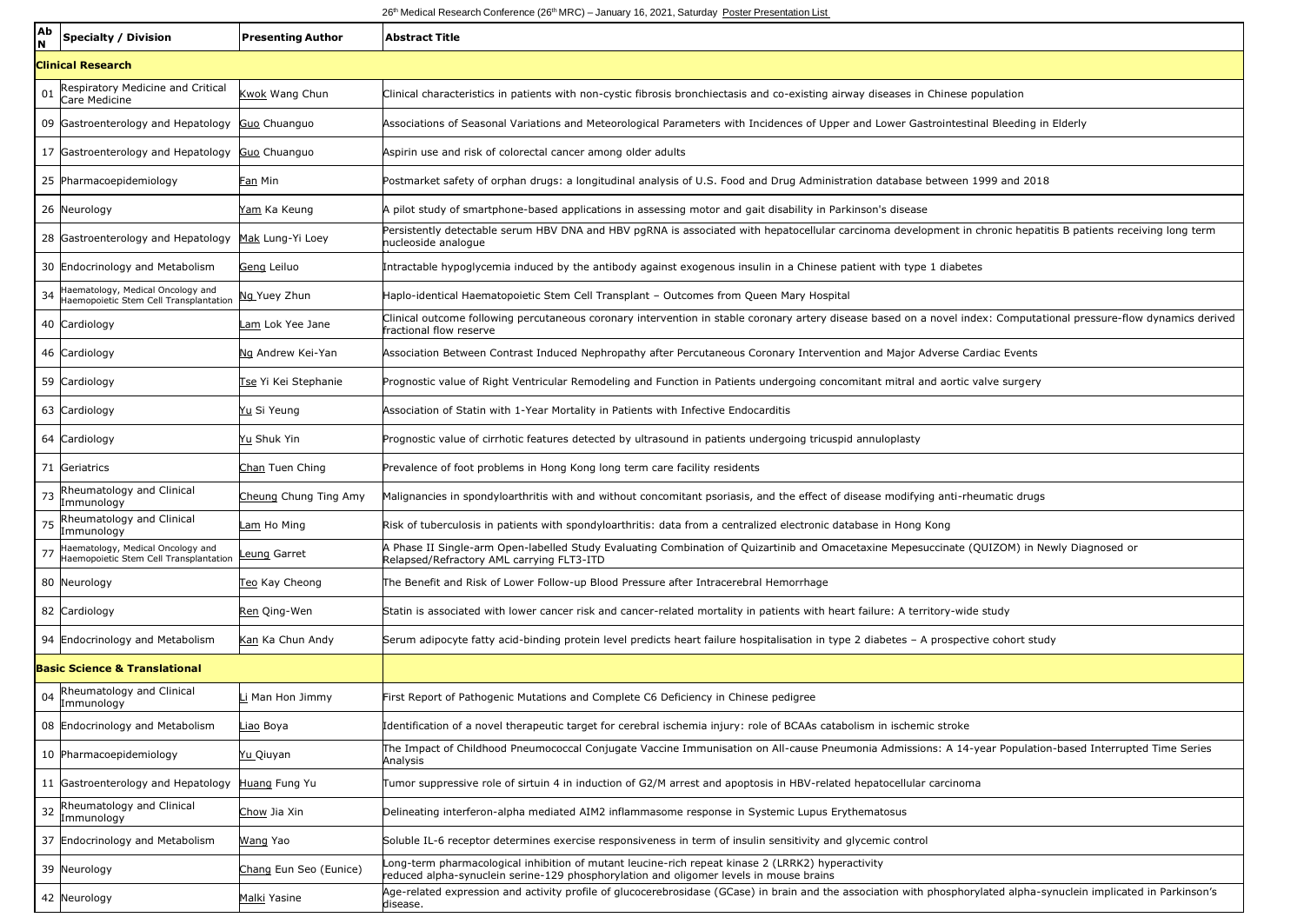26th Medical Research Conference (26th MRC) – January 16, 2021, Saturday Poster Presentation List

| AbN | Specialty / Division | Presenting Author | Abstract Title |
|---|---|---|---|
| **Clinical Research** | | | |
| 01 | Respiratory Medicine and Critical Care Medicine | Kwok Wang Chun | Clinical characteristics in patients with non-cystic fibrosis bronchiectasis and co-existing airway diseases in Chinese population |
| 09 | Gastroenterology and Hepatology | Guo Chuanguo | Associations of Seasonal Variations and Meteorological Parameters with Incidences of Upper and Lower Gastrointestinal Bleeding in Elderly |
| 17 | Gastroenterology and Hepatology | Guo Chuanguo | Aspirin use and risk of colorectal cancer among older adults |
| 25 | Pharmacoepidemiology | Fan Min | Postmarket safety of orphan drugs: a longitudinal analysis of U.S. Food and Drug Administration database between 1999 and 2018 |
| 26 | Neurology | Yam Ka Keung | A pilot study of smartphone-based applications in assessing motor and gait disability in Parkinson's disease |
| 28 | Gastroenterology and Hepatology | Mak Lung-Yi Loey | Persistently detectable serum HBV DNA and HBV pgRNA is associated with hepatocellular carcinoma development in chronic hepatitis B patients receiving long term nucleoside analogue |
| 30 | Endocrinology and Metabolism | Geng Leiluo | Intractable hypoglycemia induced by the antibody against exogenous insulin in a Chinese patient with type 1 diabetes |
| 34 | Haematology, Medical Oncology and Haemopoietic Stem Cell Transplantation | Ng Yuey Zhun | Haplo-identical Haematopoietic Stem Cell Transplant – Outcomes from Queen Mary Hospital |
| 40 | Cardiology | Lam Lok Yee Jane | Clinical outcome following percutaneous coronary intervention in stable coronary artery disease based on a novel index: Computational pressure-flow dynamics derived fractional flow reserve |
| 46 | Cardiology | Ng Andrew Kei-Yan | Association Between Contrast Induced Nephropathy after Percutaneous Coronary Intervention and Major Adverse Cardiac Events |
| 59 | Cardiology | Tse Yi Kei Stephanie | Prognostic value of Right Ventricular Remodeling and Function in Patients undergoing concomitant mitral and aortic valve surgery |
| 63 | Cardiology | Yu Si Yeung | Association of Statin with 1-Year Mortality in Patients with Infective Endocarditis |
| 64 | Cardiology | Yu Shuk Yin | Prognostic value of cirrhotic features detected by ultrasound in patients undergoing tricuspid annuloplasty |
| 71 | Geriatrics | Chan Tuen Ching | Prevalence of foot problems in Hong Kong long term care facility residents |
| 73 | Rheumatology and Clinical Immunology | Cheung Chung Ting Amy | Malignancies in spondyloarthritis with and without concomitant psoriasis, and the effect of disease modifying anti-rheumatic drugs |
| 75 | Rheumatology and Clinical Immunology | Lam Ho Ming | Risk of tuberculosis in patients with spondyloarthritis: data from a centralized electronic database in Hong Kong |
| 77 | Haematology, Medical Oncology and Haemopoietic Stem Cell Transplantation | Leung Garret | A Phase II Single-arm Open-labelled Study Evaluating Combination of Quizartinib and Omacetaxine Mepesuccinate (QUIZOM) in Newly Diagnosed or Relapsed/Refractory AML carrying FLT3-ITD |
| 80 | Neurology | Teo Kay Cheong | The Benefit and Risk of Lower Follow-up Blood Pressure after Intracerebral Hemorrhage |
| 82 | Cardiology | Ren Qing-Wen | Statin is associated with lower cancer risk and cancer-related mortality in patients with heart failure: A territory-wide study |
| 94 | Endocrinology and Metabolism | Kan Ka Chun Andy | Serum adipocyte fatty acid-binding protein level predicts heart failure hospitalisation in type 2 diabetes – A prospective cohort study |
| **Basic Science & Translational** | | | |
| 04 | Rheumatology and Clinical Immunology | Li Man Hon Jimmy | First Report of Pathogenic Mutations and Complete C6 Deficiency in Chinese pedigree |
| 08 | Endocrinology and Metabolism | Liao Boya | Identification of a novel therapeutic target for cerebral ischemia injury: role of BCAAs catabolism in ischemic stroke |
| 10 | Pharmacoepidemiology | Yu Qiuyan | The Impact of Childhood Pneumococcal Conjugate Vaccine Immunisation on All-cause Pneumonia Admissions: A 14-year Population-based Interrupted Time Series Analysis |
| 11 | Gastroenterology and Hepatology | Huang Fung Yu | Tumor suppressive role of sirtuin 4 in induction of G2/M arrest and apoptosis in HBV-related hepatocellular carcinoma |
| 32 | Rheumatology and Clinical Immunology | Chow Jia Xin | Delineating interferon-alpha mediated AIM2 inflammasome response in Systemic Lupus Erythematosus |
| 37 | Endocrinology and Metabolism | Wang Yao | Soluble IL-6 receptor determines exercise responsiveness in term of insulin sensitivity and glycemic control |
| 39 | Neurology | Chang Eun Seo (Eunice) | Long-term pharmacological inhibition of mutant leucine-rich repeat kinase 2 (LRRK2) hyperactivity reduced alpha-synuclein serine-129 phosphorylation and oligomer levels in mouse brains |
| 42 | Neurology | Malki Yasine | Age-related expression and activity profile of glucocerebrosidase (GCase) in brain and the association with phosphorylated alpha-synuclein implicated in Parkinson's disease. |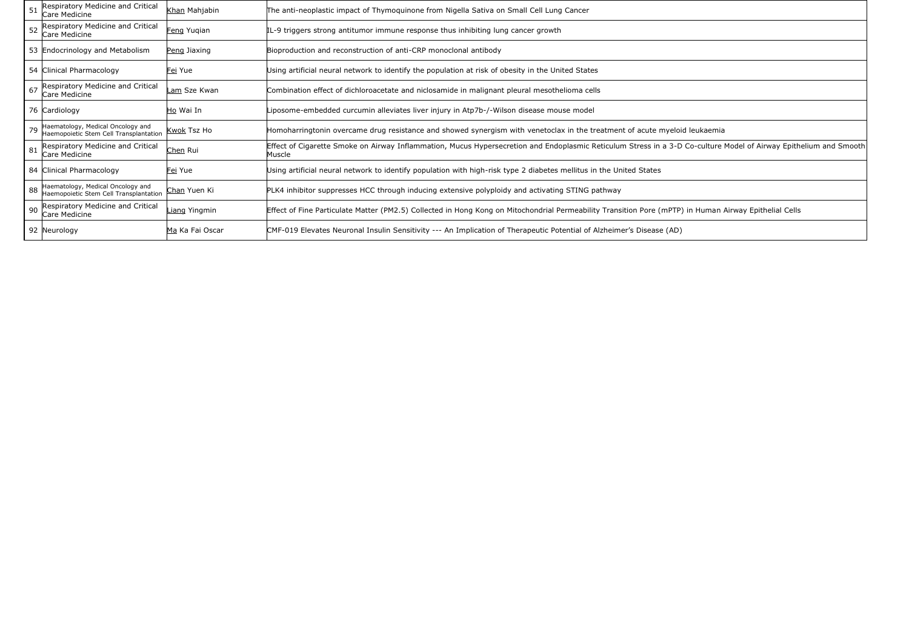| | | | |
|---|---|---|---|
| 51 | Respiratory Medicine and Critical Care Medicine | Khan Mahjabin | The anti-neoplastic impact of Thymoquinone from Nigella Sativa on Small Cell Lung Cancer |
| 52 | Respiratory Medicine and Critical Care Medicine | Feng Yuqian | IL-9 triggers strong antitumor immune response thus inhibiting lung cancer growth |
| 53 | Endocrinology and Metabolism | Peng Jiaxing | Bioproduction and reconstruction of anti-CRP monoclonal antibody |
| 54 | Clinical Pharmacology | Fei Yue | Using artificial neural network to identify the population at risk of obesity in the United States |
| 67 | Respiratory Medicine and Critical Care Medicine | Lam Sze Kwan | Combination effect of dichloroacetate and niclosamide in malignant pleural mesothelioma cells |
| 76 | Cardiology | Ho Wai In | Liposome-embedded curcumin alleviates liver injury in Atp7b-/-Wilson disease mouse model |
| 79 | Haematology, Medical Oncology and Haemopoietic Stem Cell Transplantation | Kwok Tsz Ho | Homoharringtonin overcame drug resistance and showed synergism with venetoclax in the treatment of acute myeloid leukaemia |
| 81 | Respiratory Medicine and Critical Care Medicine | Chen Rui | Effect of Cigarette Smoke on Airway Inflammation, Mucus Hypersecretion and Endoplasmic Reticulum Stress in a 3-D Co-culture Model of Airway Epithelium and Smooth Muscle |
| 84 | Clinical Pharmacology | Fei Yue | Using artificial neural network to identify population with high-risk type 2 diabetes mellitus in the United States |
| 88 | Haematology, Medical Oncology and Haemopoietic Stem Cell Transplantation | Chan Yuen Ki | PLK4 inhibitor suppresses HCC through inducing extensive polyploidy and activating STING pathway |
| 90 | Respiratory Medicine and Critical Care Medicine | Liang Yingmin | Effect of Fine Particulate Matter (PM2.5) Collected in Hong Kong on Mitochondrial Permeability Transition Pore (mPTP) in Human Airway Epithelial Cells |
| 92 | Neurology | Ma Ka Fai Oscar | CMF-019 Elevates Neuronal Insulin Sensitivity --- An Implication of Therapeutic Potential of Alzheimer's Disease (AD) |